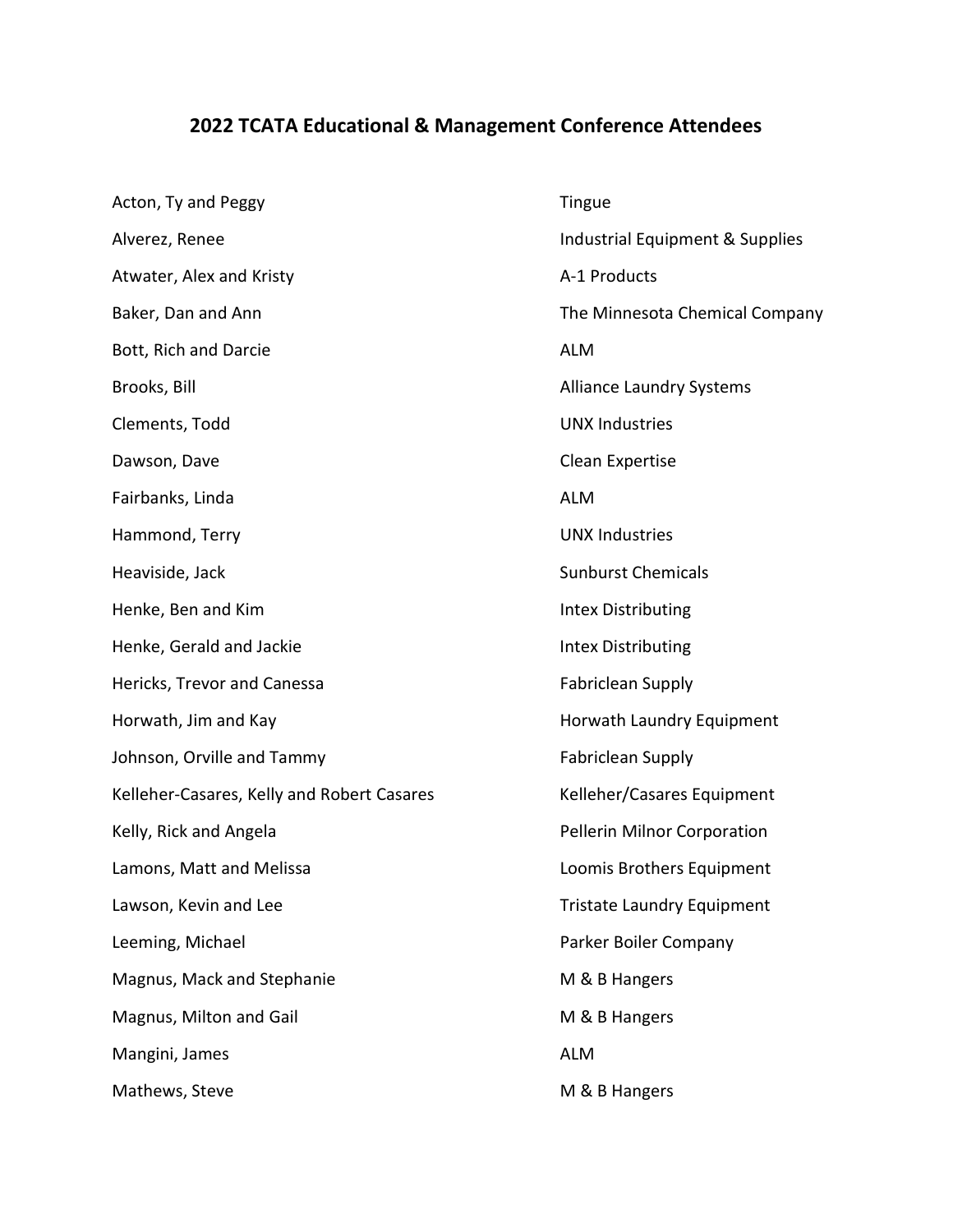## 2022 TCATA Educational & Management Conference Attendees

| | |
|---|---|
| Acton, Ty and Peggy | Tingue |
| Alverez, Renee | Industrial Equipment & Supplies |
| Atwater, Alex and Kristy | A-1 Products |
| Baker, Dan and Ann | The Minnesota Chemical Company |
| Bott, Rich and Darcie | ALM |
| Brooks, Bill | Alliance Laundry Systems |
| Clements, Todd | UNX Industries |
| Dawson, Dave | Clean Expertise |
| Fairbanks, Linda | ALM |
| Hammond, Terry | UNX Industries |
| Heaviside, Jack | Sunburst Chemicals |
| Henke, Ben and Kim | Intex Distributing |
| Henke, Gerald and Jackie | Intex Distributing |
| Hericks, Trevor and Canessa | Fabriclean Supply |
| Horwath, Jim and Kay | Horwath Laundry Equipment |
| Johnson, Orville and Tammy | Fabriclean Supply |
| Kelleher-Casares, Kelly and Robert Casares | Kelleher/Casares Equipment |
| Kelly, Rick and Angela | Pellerin Milnor Corporation |
| Lamons, Matt and Melissa | Loomis Brothers Equipment |
| Lawson, Kevin and Lee | Tristate Laundry Equipment |
| Leeming, Michael | Parker Boiler Company |
| Magnus, Mack and Stephanie | M & B Hangers |
| Magnus, Milton and Gail | M & B Hangers |
| Mangini, James | ALM |
| Mathews, Steve | M & B Hangers |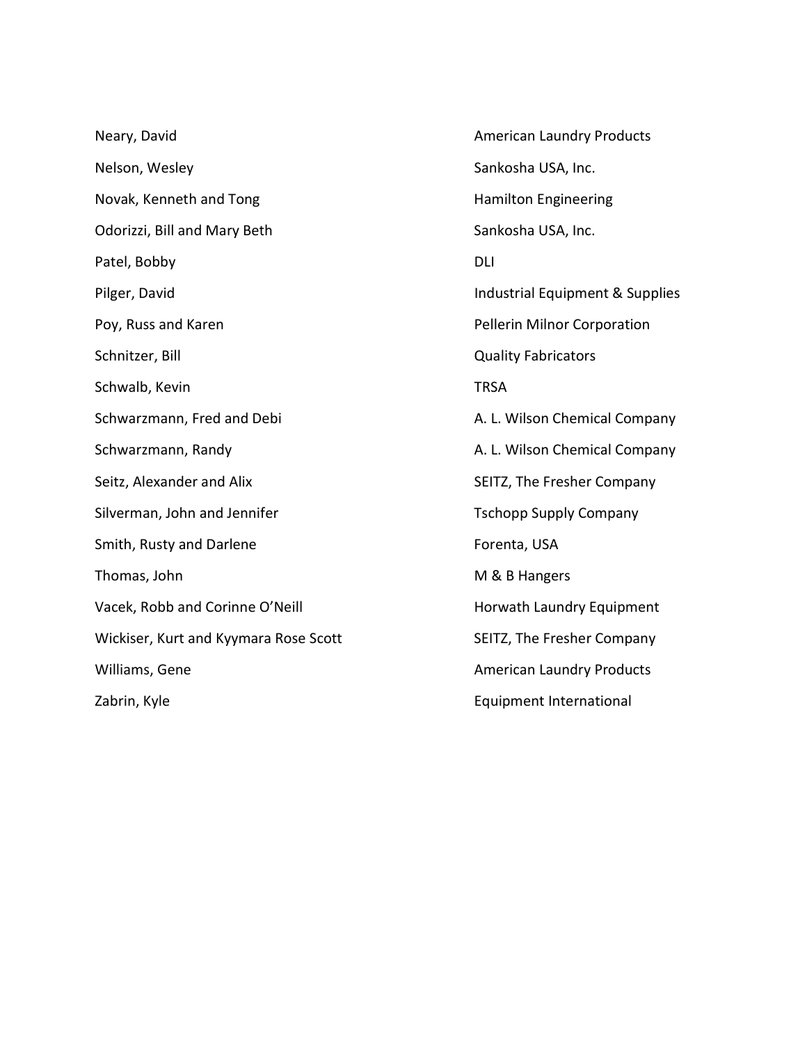| | |
|---|---|
| Neary, David | American Laundry Products |
| Nelson, Wesley | Sankosha USA, Inc. |
| Novak, Kenneth and Tong | Hamilton Engineering |
| Odorizzi, Bill and Mary Beth | Sankosha USA, Inc. |
| Patel, Bobby | DLI |
| Pilger, David | Industrial Equipment & Supplies |
| Poy, Russ and Karen | Pellerin Milnor Corporation |
| Schnitzer, Bill | Quality Fabricators |
| Schwalb, Kevin | TRSA |
| Schwarzmann, Fred and Debi | A. L. Wilson Chemical Company |
| Schwarzmann, Randy | A. L. Wilson Chemical Company |
| Seitz, Alexander and Alix | SEITZ, The Fresher Company |
| Silverman, John and Jennifer | Tschopp Supply Company |
| Smith, Rusty and Darlene | Forenta, USA |
| Thomas, John | M & B Hangers |
| Vacek, Robb and Corinne O'Neill | Horwath Laundry Equipment |
| Wickiser, Kurt and Kyymara Rose Scott | SEITZ, The Fresher Company |
| Williams, Gene | American Laundry Products |
| Zabrin, Kyle | Equipment International |